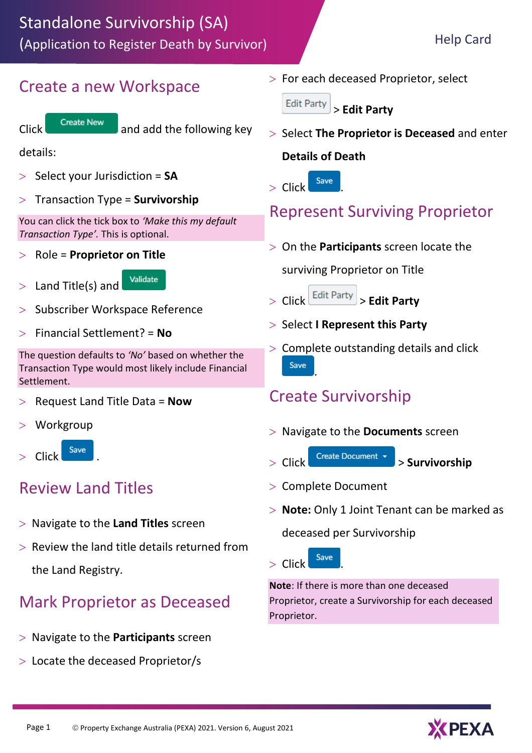# Standalone Survivorship (SA)

(Application to Register Death by Survivor)

Help Card

## Create a new Workspace

Click **Create New** and add the following key details:

- Select your Jurisdiction = **SA**
- Transaction Type = **Survivorship**

You can click the tick box to *'Make this my default Transaction Type'*. This is optional.

- Role = **Proprietor on Title**
- Land Title(s) and **Validate**
- Subscriber Workspace Reference
- Financial Settlement? = **No**

The question defaults to *'No'* based on whether the Transaction Type would most likely include Financial Settlement.

- Request Land Title Data = **Now**
- Workgroup
- Click **Save**.

## Review Land Titles

- Navigate to the **Land Titles** screen
- Review the land title details returned from the Land Registry.

## Mark Proprietor as Deceased

- Navigate to the **Participants** screen
- Locate the deceased Proprietor/s
- For each deceased Proprietor, select **Edit Party** > **Edit Party**
- Select **The Proprietor is Deceased** and enter **Details of Death**
- Click **Save**.

## Represent Surviving Proprietor

- On the **Participants** screen locate the surviving Proprietor on Title
- Click **Edit Party** > **Edit Party**
- Select **I Represent this Party**
- Complete outstanding details and click **Save**.

## Create Survivorship

- Navigate to the **Documents** screen
- Click **Create Document** > **Survivorship**
- Complete Document
- **Note:** Only 1 Joint Tenant can be marked as deceased per Survivorship
- Click **Save**.

**Note**: If there is more than one deceased Proprietor, create a Survivorship for each deceased Proprietor.

© Property Exchange Australia (PEXA) 2021. Version 6, August 2021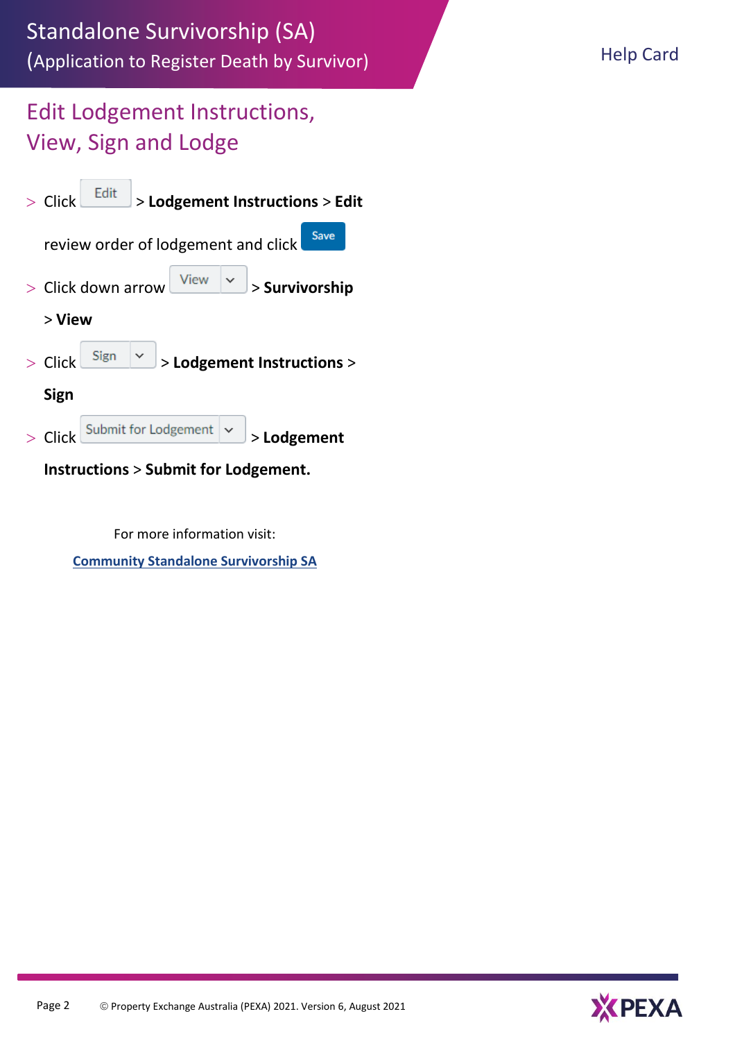# Standalone Survivorship (SA)

(Application to Register Death by Survivor)

Help Card

## Edit Lodgement Instructions, View, Sign and Lodge

- Click Edit > **Lodgement Instructions** > **Edit**

  review order of lodgement and click Save

- Click down arrow View > **Survivorship** > **View**
- Click Sign > **Lodgement Instructions** > **Sign**
- Click Submit for Lodgement > **Lodgement Instructions** > **Submit for Lodgement.**

For more information visit:

**Community Standalone Survivorship SA**

© Property Exchange Australia (PEXA) 2021. Version 6, August 2021